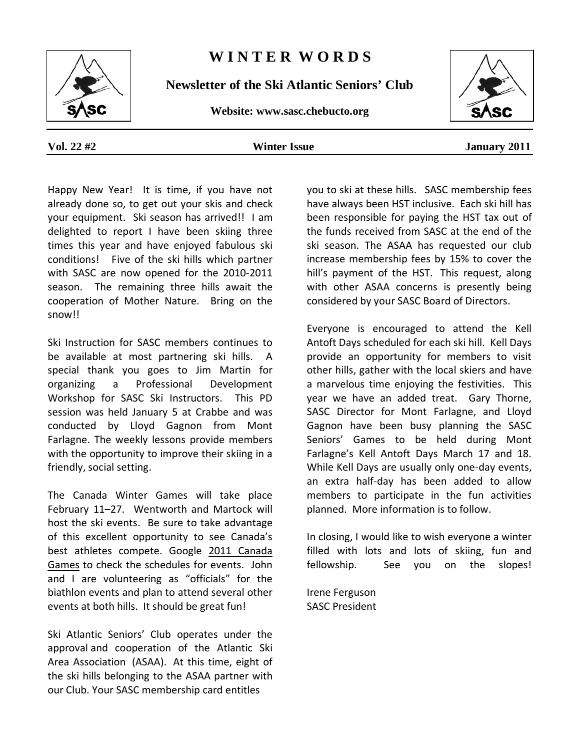# WINTER WORDS

**Newsletter of the Ski Atlantic Seniors' Club**

**Website: www.sasc.chebucto.org**

**Vol. 22 #2** **Winter Issue** **January 2011**

Happy New Year! It is time, if you have not already done so, to get out your skis and check your equipment. Ski season has arrived!! I am delighted to report I have been skiing three times this year and have enjoyed fabulous ski conditions! Five of the ski hills which partner with SASC are now opened for the 2010-2011 season. The remaining three hills await the cooperation of Mother Nature. Bring on the snow!!

Ski Instruction for SASC members continues to be available at most partnering ski hills. A special thank you goes to Jim Martin for organizing a Professional Development Workshop for SASC Ski Instructors. This PD session was held January 5 at Crabbe and was conducted by Lloyd Gagnon from Mont Farlagne. The weekly lessons provide members with the opportunity to improve their skiing in a friendly, social setting.

The Canada Winter Games will take place February 11–27. Wentworth and Martock will host the ski events. Be sure to take advantage of this excellent opportunity to see Canada's best athletes compete. Google 2011 Canada Games to check the schedules for events. John and I are volunteering as "officials" for the biathlon events and plan to attend several other events at both hills. It should be great fun!

Ski Atlantic Seniors' Club operates under the approval and cooperation of the Atlantic Ski Area Association (ASAA). At this time, eight of the ski hills belonging to the ASAA partner with our Club. Your SASC membership card entitles you to ski at these hills. SASC membership fees have always been HST inclusive. Each ski hill has been responsible for paying the HST tax out of the funds received from SASC at the end of the ski season. The ASAA has requested our club increase membership fees by 15% to cover the hill's payment of the HST. This request, along with other ASAA concerns is presently being considered by your SASC Board of Directors.

Everyone is encouraged to attend the Kell Antoft Days scheduled for each ski hill. Kell Days provide an opportunity for members to visit other hills, gather with the local skiers and have a marvelous time enjoying the festivities. This year we have an added treat. Gary Thorne, SASC Director for Mont Farlagne, and Lloyd Gagnon have been busy planning the SASC Seniors' Games to be held during Mont Farlagne's Kell Antoft Days March 17 and 18. While Kell Days are usually only one-day events, an extra half-day has been added to allow members to participate in the fun activities planned. More information is to follow.

In closing, I would like to wish everyone a winter filled with lots and lots of skiing, fun and fellowship. See you on the slopes!

Irene Ferguson
SASC President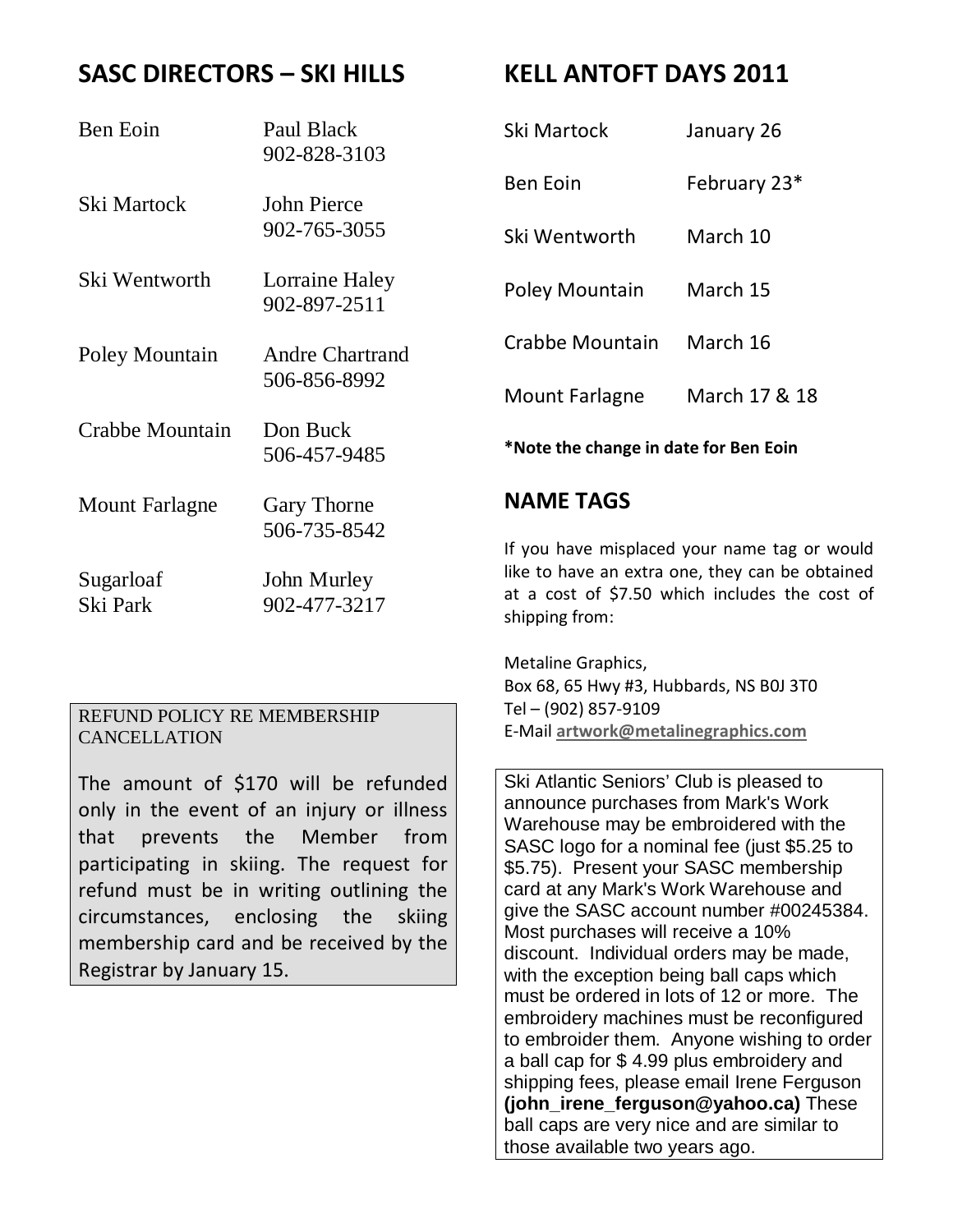## SASC DIRECTORS – SKI HILLS

| | |
|---|---|
| Ben Eoin | Paul Black<br>902-828-3103 |
| Ski Martock | John Pierce<br>902-765-3055 |
| Ski Wentworth | Lorraine Haley<br>902-897-2511 |
| Poley Mountain | Andre Chartrand<br>506-856-8992 |
| Crabbe Mountain | Don Buck<br>506-457-9485 |
| Mount Farlagne | Gary Thorne<br>506-735-8542 |
| Sugarloaf Ski Park | John Murley<br>902-477-3217 |

REFUND POLICY RE MEMBERSHIP CANCELLATION

The amount of $170 will be refunded only in the event of an injury or illness that prevents the Member from participating in skiing. The request for refund must be in writing outlining the circumstances, enclosing the skiing membership card and be received by the Registrar by January 15.

## KELL ANTOFT DAYS 2011

| | |
|---|---|
| Ski Martock | January 26 |
| Ben Eoin | February 23* |
| Ski Wentworth | March 10 |
| Poley Mountain | March 15 |
| Crabbe Mountain | March 16 |
| Mount Farlagne | March 17 & 18 |

**\*Note the change in date for Ben Eoin**

## NAME TAGS

If you have misplaced your name tag or would like to have an extra one, they can be obtained at a cost of $7.50 which includes the cost of shipping from:

Metaline Graphics,
Box 68, 65 Hwy #3, Hubbards, NS B0J 3T0
Tel – (902) 857-9109
E-Mail **artwork@metalinegraphics.com**

Ski Atlantic Seniors' Club is pleased to announce purchases from Mark's Work Warehouse may be embroidered with the SASC logo for a nominal fee (just $5.25 to $5.75). Present your SASC membership card at any Mark's Work Warehouse and give the SASC account number #00245384. Most purchases will receive a 10% discount. Individual orders may be made, with the exception being ball caps which must be ordered in lots of 12 or more. The embroidery machines must be reconfigured to embroider them. Anyone wishing to order a ball cap for $ 4.99 plus embroidery and shipping fees, please email Irene Ferguson **(john_irene_ferguson@yahoo.ca)** These ball caps are very nice and are similar to those available two years ago.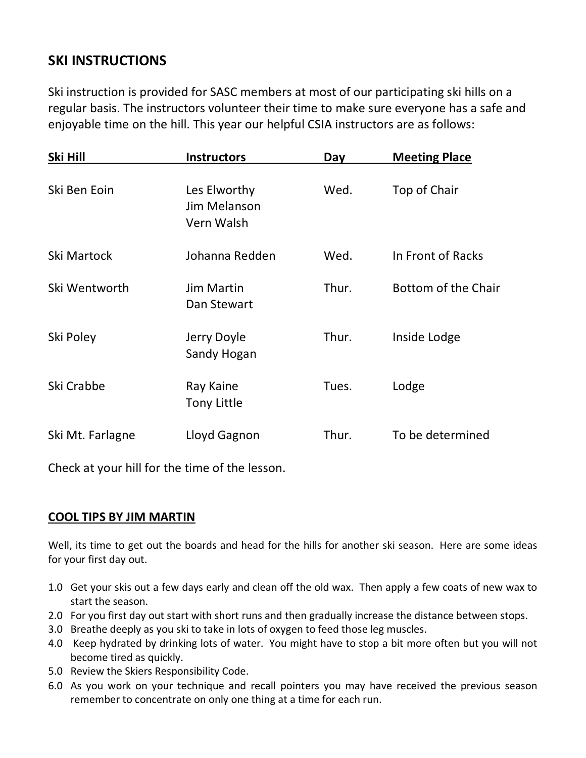## SKI INSTRUCTIONS

Ski instruction is provided for SASC members at most of our participating ski hills on a regular basis. The instructors volunteer their time to make sure everyone has a safe and enjoyable time on the hill. This year our helpful CSIA instructors are as follows:

| Ski Hill | Instructors | Day | Meeting Place |
|---|---|---|---|
| Ski Ben Eoin | Les Elworthy<br>Jim Melanson<br>Vern Walsh | Wed. | Top of Chair |
| Ski Martock | Johanna Redden | Wed. | In Front of Racks |
| Ski Wentworth | Jim Martin<br>Dan Stewart | Thur. | Bottom of the Chair |
| Ski Poley | Jerry Doyle<br>Sandy Hogan | Thur. | Inside Lodge |
| Ski Crabbe | Ray Kaine<br>Tony Little | Tues. | Lodge |
| Ski Mt. Farlagne | Lloyd Gagnon | Thur. | To be determined |

Check at your hill for the time of the lesson.

## COOL TIPS BY JIM MARTIN

Well, its time to get out the boards and head for the hills for another ski season. Here are some ideas for your first day out.

1.0 Get your skis out a few days early and clean off the old wax. Then apply a few coats of new wax to start the season.
2.0 For you first day out start with short runs and then gradually increase the distance between stops.
3.0 Breathe deeply as you ski to take in lots of oxygen to feed those leg muscles.
4.0 Keep hydrated by drinking lots of water. You might have to stop a bit more often but you will not become tired as quickly.
5.0 Review the Skiers Responsibility Code.
6.0 As you work on your technique and recall pointers you may have received the previous season remember to concentrate on only one thing at a time for each run.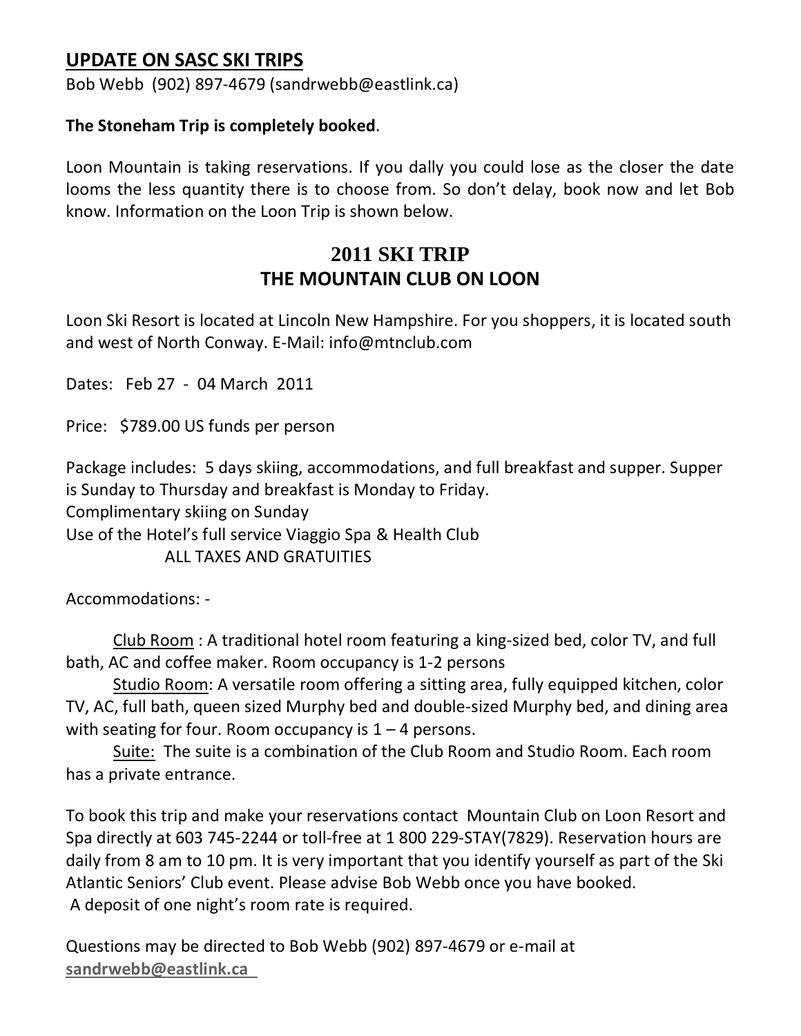## UPDATE ON SASC SKI TRIPS

Bob Webb (902) 897-4679 (sandrwebb@eastlink.ca)

**The Stoneham Trip is completely booked**.

Loon Mountain is taking reservations. If you dally you could lose as the closer the date looms the less quantity there is to choose from. So don't delay, book now and let Bob know. Information on the Loon Trip is shown below.

### 2011 SKI TRIP
### THE MOUNTAIN CLUB ON LOON

Loon Ski Resort is located at Lincoln New Hampshire. For you shoppers, it is located south and west of North Conway. E-Mail: info@mtnclub.com

Dates: Feb 27 - 04 March 2011

Price: $789.00 US funds per person

Package includes: 5 days skiing, accommodations, and full breakfast and supper. Supper is Sunday to Thursday and breakfast is Monday to Friday.
Complimentary skiing on Sunday
Use of the Hotel's full service Viaggio Spa & Health Club
ALL TAXES AND GRATUITIES

Accommodations: -

Club Room : A traditional hotel room featuring a king-sized bed, color TV, and full bath, AC and coffee maker. Room occupancy is 1-2 persons

Studio Room: A versatile room offering a sitting area, fully equipped kitchen, color TV, AC, full bath, queen sized Murphy bed and double-sized Murphy bed, and dining area with seating for four. Room occupancy is 1 – 4 persons.

Suite: The suite is a combination of the Club Room and Studio Room. Each room has a private entrance.

To book this trip and make your reservations contact Mountain Club on Loon Resort and Spa directly at 603 745-2244 or toll-free at 1 800 229-STAY(7829). Reservation hours are daily from 8 am to 10 pm. It is very important that you identify yourself as part of the Ski Atlantic Seniors' Club event. Please advise Bob Webb once you have booked.
A deposit of one night's room rate is required.

Questions may be directed to Bob Webb (902) 897-4679 or e-mail at **sandrwebb@eastlink.ca**